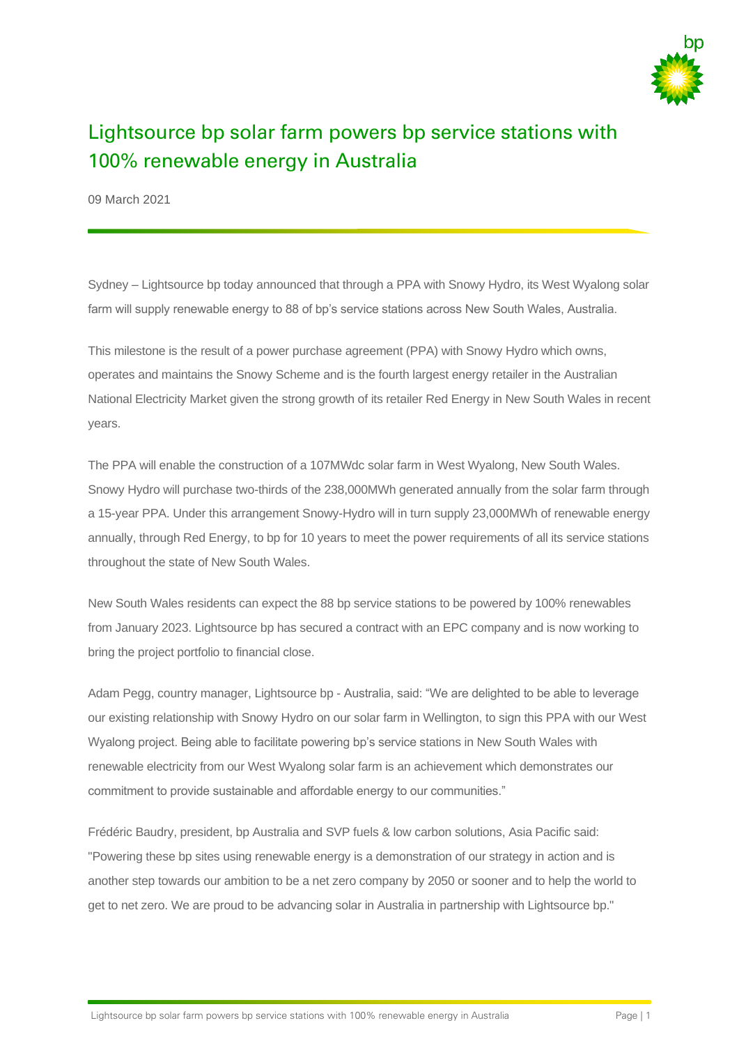# Lightsource bp solar farm powers bp service stations with 100% renewable energy in Australia

09 March 2021

Sydney – Lightsource bp today announced that through a PPA with Snowy Hydro, its West Wyalong solar farm will supply renewable energy to 88 of bp's service stations across New South Wales, Australia.

This milestone is the result of a power purchase agreement (PPA) with Snowy Hydro which owns, operates and maintains the Snowy Scheme and is the fourth largest energy retailer in the Australian National Electricity Market given the strong growth of its retailer Red Energy in New South Wales in recent years.

The PPA will enable the construction of a 107MWdc solar farm in West Wyalong, New South Wales. Snowy Hydro will purchase two-thirds of the 238,000MWh generated annually from the solar farm through a 15-year PPA. Under this arrangement Snowy-Hydro will in turn supply 23,000MWh of renewable energy annually, through Red Energy, to bp for 10 years to meet the power requirements of all its service stations throughout the state of New South Wales.

New South Wales residents can expect the 88 bp service stations to be powered by 100% renewables from January 2023. Lightsource bp has secured a contract with an EPC company and is now working to bring the project portfolio to financial close.

Adam Pegg, country manager, Lightsource bp - Australia, said: "We are delighted to be able to leverage our existing relationship with Snowy Hydro on our solar farm in Wellington, to sign this PPA with our West Wyalong project. Being able to facilitate powering bp's service stations in New South Wales with renewable electricity from our West Wyalong solar farm is an achievement which demonstrates our commitment to provide sustainable and affordable energy to our communities."

Frédéric Baudry, president, bp Australia and SVP fuels & low carbon solutions, Asia Pacific said: "Powering these bp sites using renewable energy is a demonstration of our strategy in action and is another step towards our ambition to be a net zero company by 2050 or sooner and to help the world to get to net zero. We are proud to be advancing solar in Australia in partnership with Lightsource bp."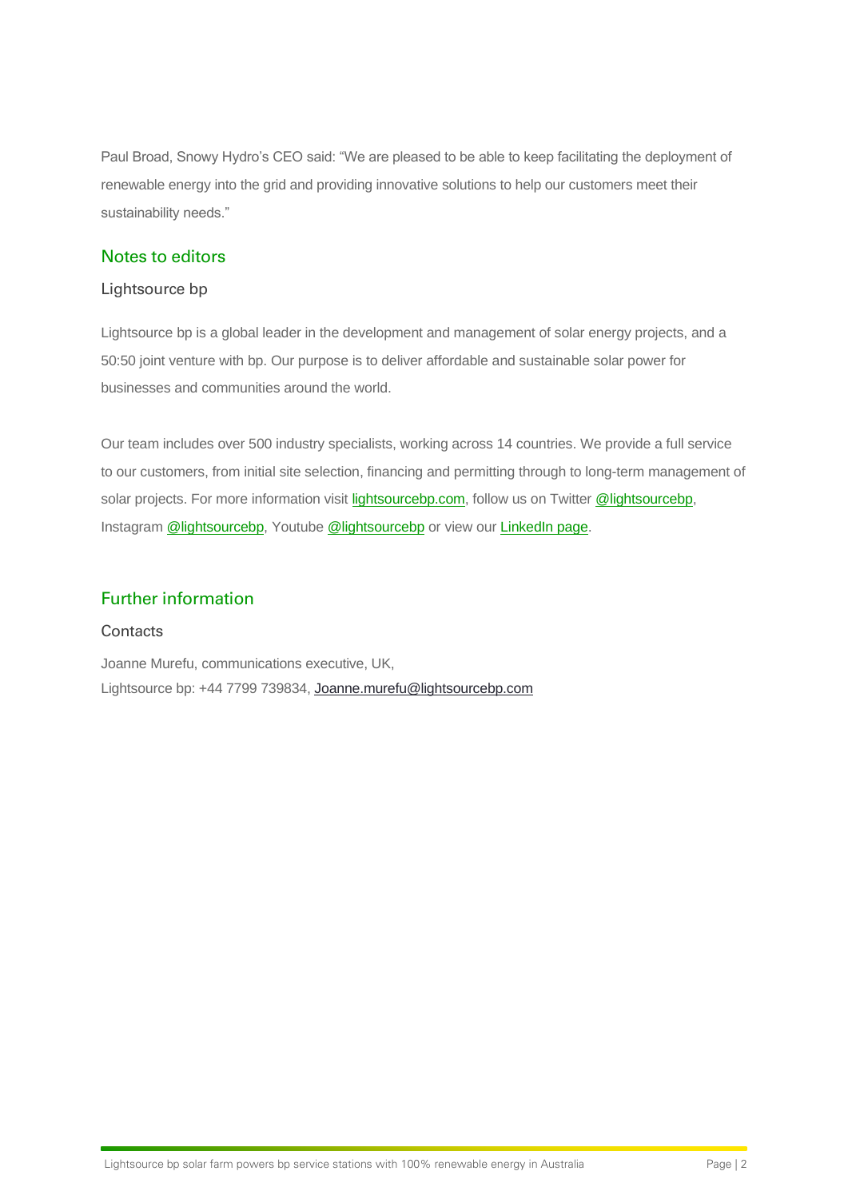Paul Broad, Snowy Hydro's CEO said: "We are pleased to be able to keep facilitating the deployment of renewable energy into the grid and providing innovative solutions to help our customers meet their sustainability needs."

## Notes to editors

### Lightsource bp

Lightsource bp is a global leader in the development and management of solar energy projects, and a 50:50 joint venture with bp. Our purpose is to deliver affordable and sustainable solar power for businesses and communities around the world.

Our team includes over 500 industry specialists, working across 14 countries. We provide a full service to our customers, from initial site selection, financing and permitting through to long-term management of solar projects. For more information visit lightsourcebp.com, follow us on Twitter @lightsourcebp, Instagram @lightsourcebp, Youtube @lightsourcebp or view our LinkedIn page.

## Further information

### Contacts

Joanne Murefu, communications executive, UK,
Lightsource bp: +44 7799 739834, Joanne.murefu@lightsourcebp.com